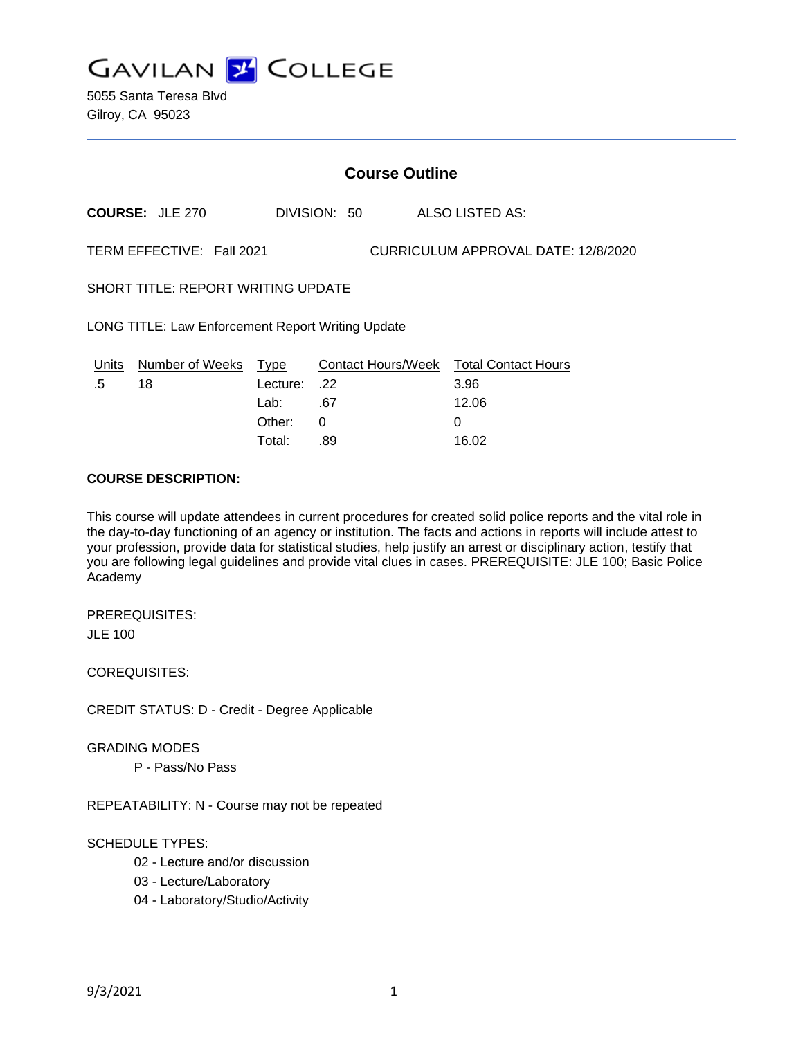# GAVILAN COLLEGE

5055 Santa Teresa Blvd
Gilroy, CA 95023

---

## Course Outline

**COURSE:** JLE 270 DIVISION: 50 ALSO LISTED AS:

TERM EFFECTIVE: Fall 2021 CURRICULUM APPROVAL DATE: 12/8/2020

SHORT TITLE: REPORT WRITING UPDATE

LONG TITLE: Law Enforcement Report Writing Update

| Units | Number of Weeks | Type | Contact Hours/Week | Total Contact Hours |
|---|---|---|---|---|
| .5 | 18 | Lecture: | .22 | 3.96 |
| | | Lab: | .67 | 12.06 |
| | | Other: | 0 | 0 |
| | | Total: | .89 | 16.02 |

**COURSE DESCRIPTION:**

This course will update attendees in current procedures for created solid police reports and the vital role in the day-to-day functioning of an agency or institution. The facts and actions in reports will include attest to your profession, provide data for statistical studies, help justify an arrest or disciplinary action, testify that you are following legal guidelines and provide vital clues in cases. PREREQUISITE: JLE 100; Basic Police Academy

PREREQUISITES:

JLE 100

COREQUISITES:

CREDIT STATUS: D - Credit - Degree Applicable

GRADING MODES

P - Pass/No Pass

REPEATABILITY: N - Course may not be repeated

SCHEDULE TYPES:

02 - Lecture and/or discussion
03 - Lecture/Laboratory
04 - Laboratory/Studio/Activity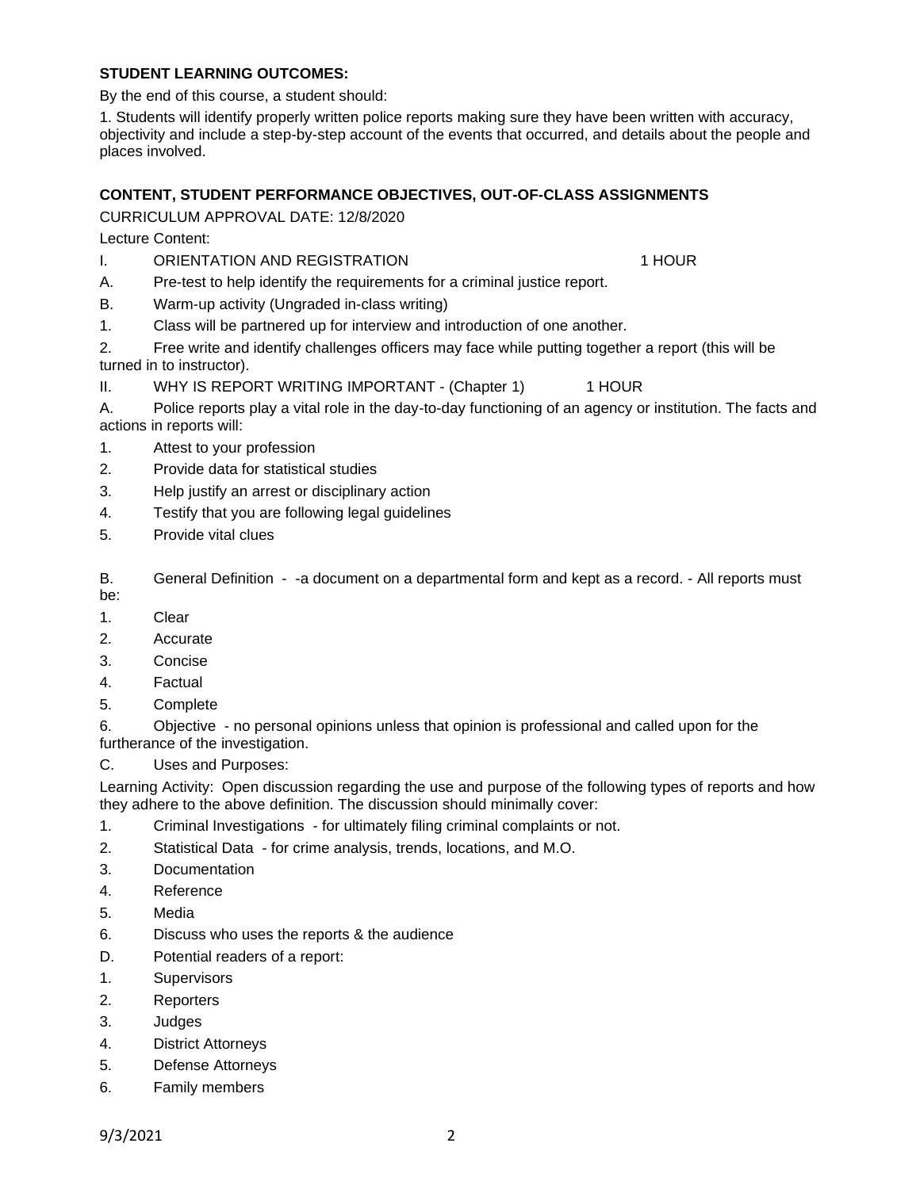**STUDENT LEARNING OUTCOMES:**

By the end of this course, a student should:

1. Students will identify properly written police reports making sure they have been written with accuracy, objectivity and include a step-by-step account of the events that occurred, and details about the people and places involved.

**CONTENT, STUDENT PERFORMANCE OBJECTIVES, OUT-OF-CLASS ASSIGNMENTS**

CURRICULUM APPROVAL DATE: 12/8/2020

Lecture Content:

I. ORIENTATION AND REGISTRATION 1 HOUR

A. Pre-test to help identify the requirements for a criminal justice report.

B. Warm-up activity (Ungraded in-class writing)

1. Class will be partnered up for interview and introduction of one another.

2. Free write and identify challenges officers may face while putting together a report (this will be turned in to instructor).

II. WHY IS REPORT WRITING IMPORTANT - (Chapter 1) 1 HOUR

A. Police reports play a vital role in the day-to-day functioning of an agency or institution. The facts and actions in reports will:

1. Attest to your profession
2. Provide data for statistical studies
3. Help justify an arrest or disciplinary action
4. Testify that you are following legal guidelines
5. Provide vital clues

B. General Definition - -a document on a departmental form and kept as a record. - All reports must be:

1. Clear
2. Accurate
3. Concise
4. Factual
5. Complete
6. Objective - no personal opinions unless that opinion is professional and called upon for the furtherance of the investigation.

C. Uses and Purposes:

Learning Activity: Open discussion regarding the use and purpose of the following types of reports and how they adhere to the above definition. The discussion should minimally cover:

1. Criminal Investigations - for ultimately filing criminal complaints or not.
2. Statistical Data - for crime analysis, trends, locations, and M.O.
3. Documentation
4. Reference
5. Media
6. Discuss who uses the reports & the audience

D. Potential readers of a report:

1. Supervisors
2. Reporters
3. Judges
4. District Attorneys
5. Defense Attorneys
6. Family members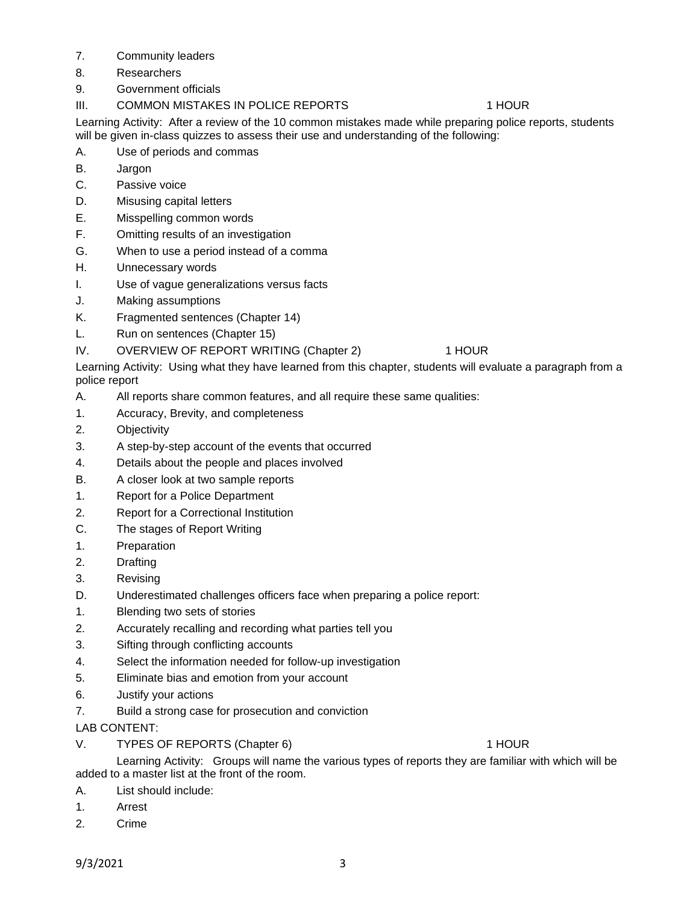7. Community leaders
8. Researchers
9. Government officials

III. COMMON MISTAKES IN POLICE REPORTS 1 HOUR

Learning Activity: After a review of the 10 common mistakes made while preparing police reports, students will be given in-class quizzes to assess their use and understanding of the following:

A. Use of periods and commas
B. Jargon
C. Passive voice
D. Misusing capital letters
E. Misspelling common words
F. Omitting results of an investigation
G. When to use a period instead of a comma
H. Unnecessary words
I. Use of vague generalizations versus facts
J. Making assumptions
K. Fragmented sentences (Chapter 14)
L. Run on sentences (Chapter 15)

IV. OVERVIEW OF REPORT WRITING (Chapter 2) 1 HOUR

Learning Activity: Using what they have learned from this chapter, students will evaluate a paragraph from a police report

A. All reports share common features, and all require these same qualities:
1. Accuracy, Brevity, and completeness
2. Objectivity
3. A step-by-step account of the events that occurred
4. Details about the people and places involved

B. A closer look at two sample reports
1. Report for a Police Department
2. Report for a Correctional Institution

C. The stages of Report Writing
1. Preparation
2. Drafting
3. Revising

D. Underestimated challenges officers face when preparing a police report:
1. Blending two sets of stories
2. Accurately recalling and recording what parties tell you
3. Sifting through conflicting accounts
4. Select the information needed for follow-up investigation
5. Eliminate bias and emotion from your account
6. Justify your actions
7. Build a strong case for prosecution and conviction

LAB CONTENT:

V. TYPES OF REPORTS (Chapter 6) 1 HOUR

Learning Activity: Groups will name the various types of reports they are familiar with which will be added to a master list at the front of the room.

A. List should include:
1. Arrest
2. Crime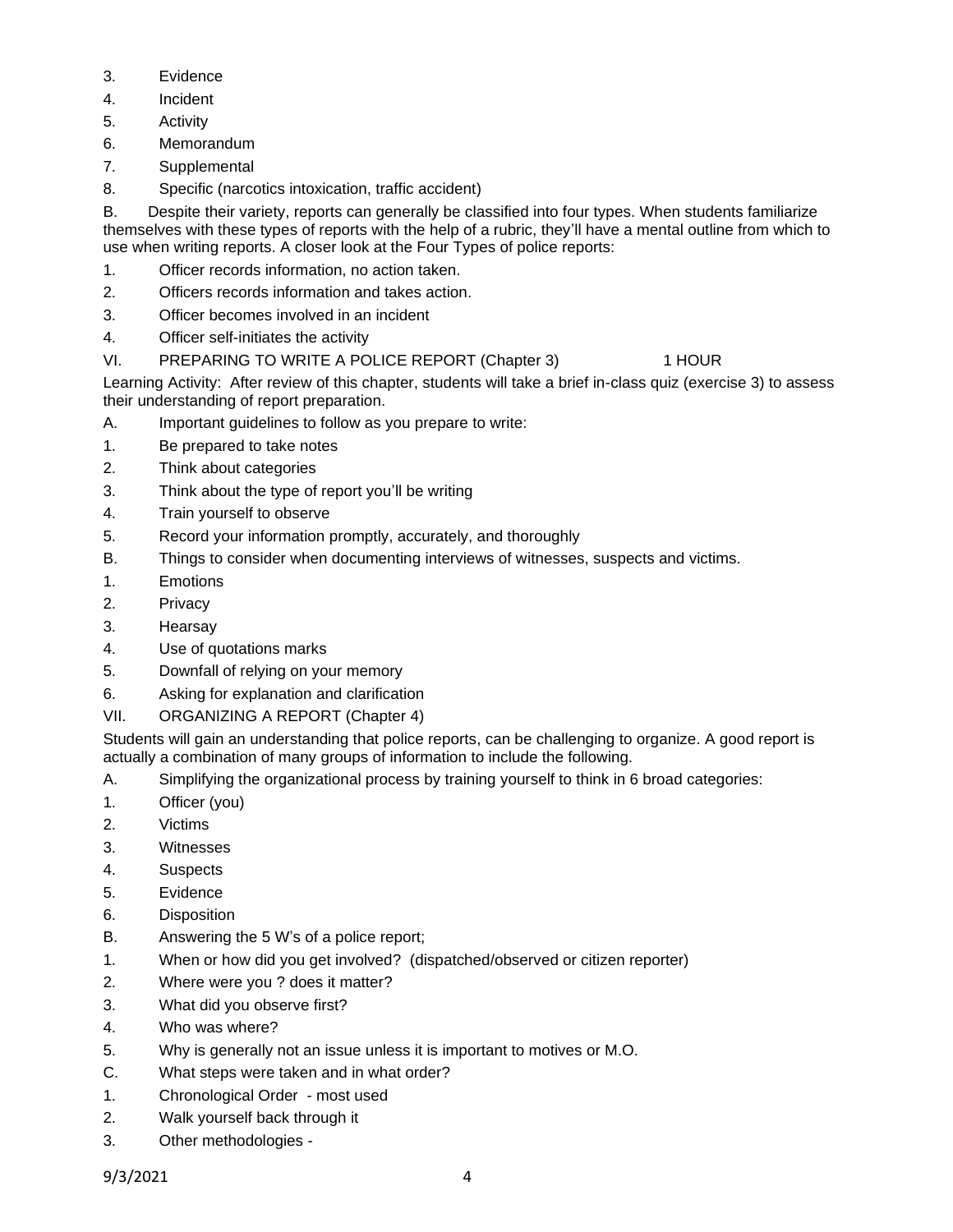3. Evidence
4. Incident
5. Activity
6. Memorandum
7. Supplemental
8. Specific (narcotics intoxication, traffic accident)

B. Despite their variety, reports can generally be classified into four types. When students familiarize themselves with these types of reports with the help of a rubric, they'll have a mental outline from which to use when writing reports. A closer look at the Four Types of police reports:

1. Officer records information, no action taken.
2. Officers records information and takes action.
3. Officer becomes involved in an incident
4. Officer self-initiates the activity

VI. PREPARING TO WRITE A POLICE REPORT (Chapter 3) 1 HOUR

Learning Activity: After review of this chapter, students will take a brief in-class quiz (exercise 3) to assess their understanding of report preparation.

A. Important guidelines to follow as you prepare to write:

1. Be prepared to take notes
2. Think about categories
3. Think about the type of report you'll be writing
4. Train yourself to observe
5. Record your information promptly, accurately, and thoroughly

B. Things to consider when documenting interviews of witnesses, suspects and victims.

1. Emotions
2. Privacy
3. Hearsay
4. Use of quotations marks
5. Downfall of relying on your memory
6. Asking for explanation and clarification

VII. ORGANIZING A REPORT (Chapter 4)

Students will gain an understanding that police reports, can be challenging to organize. A good report is actually a combination of many groups of information to include the following.

A. Simplifying the organizational process by training yourself to think in 6 broad categories:

1. Officer (you)
2. Victims
3. Witnesses
4. Suspects
5. Evidence
6. Disposition

B. Answering the 5 W's of a police report;

1. When or how did you get involved? (dispatched/observed or citizen reporter)
2. Where were you ? does it matter?
3. What did you observe first?
4. Who was where?
5. Why is generally not an issue unless it is important to motives or M.O.

C. What steps were taken and in what order?

1. Chronological Order - most used
2. Walk yourself back through it
3. Other methodologies -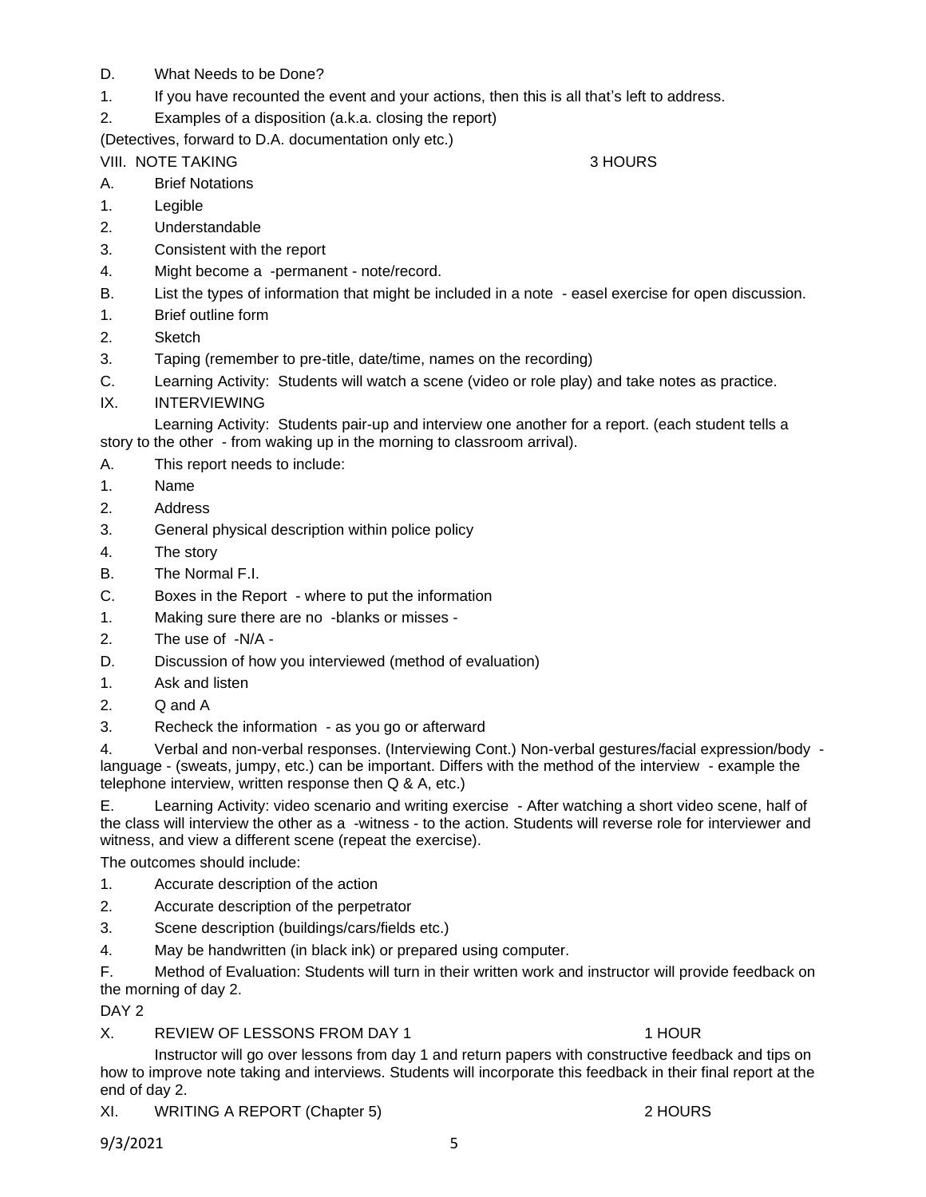D. What Needs to be Done?

1. If you have recounted the event and your actions, then this is all that's left to address.
2. Examples of a disposition (a.k.a. closing the report)

(Detectives, forward to D.A. documentation only etc.)

VIII. NOTE TAKING 3 HOURS

A. Brief Notations

1. Legible
2. Understandable
3. Consistent with the report
4. Might become a -permanent - note/record.

B. List the types of information that might be included in a note - easel exercise for open discussion.

1. Brief outline form
2. Sketch
3. Taping (remember to pre-title, date/time, names on the recording)

C. Learning Activity: Students will watch a scene (video or role play) and take notes as practice.

IX. INTERVIEWING

Learning Activity: Students pair-up and interview one another for a report. (each student tells a story to the other - from waking up in the morning to classroom arrival).

A. This report needs to include:

1. Name
2. Address
3. General physical description within police policy
4. The story

B. The Normal F.I.

C. Boxes in the Report - where to put the information

1. Making sure there are no -blanks or misses -
2. The use of -N/A -

D. Discussion of how you interviewed (method of evaluation)

1. Ask and listen
2. Q and A
3. Recheck the information - as you go or afterward
4. Verbal and non-verbal responses. (Interviewing Cont.) Non-verbal gestures/facial expression/body - language - (sweats, jumpy, etc.) can be important. Differs with the method of the interview - example the telephone interview, written response then Q & A, etc.)

E. Learning Activity: video scenario and writing exercise - After watching a short video scene, half of the class will interview the other as a -witness - to the action. Students will reverse role for interviewer and witness, and view a different scene (repeat the exercise).

The outcomes should include:

1. Accurate description of the action
2. Accurate description of the perpetrator
3. Scene description (buildings/cars/fields etc.)
4. May be handwritten (in black ink) or prepared using computer.

F. Method of Evaluation: Students will turn in their written work and instructor will provide feedback on the morning of day 2.

DAY 2

X. REVIEW OF LESSONS FROM DAY 1 1 HOUR

Instructor will go over lessons from day 1 and return papers with constructive feedback and tips on how to improve note taking and interviews. Students will incorporate this feedback in their final report at the end of day 2.

XI. WRITING A REPORT (Chapter 5) 2 HOURS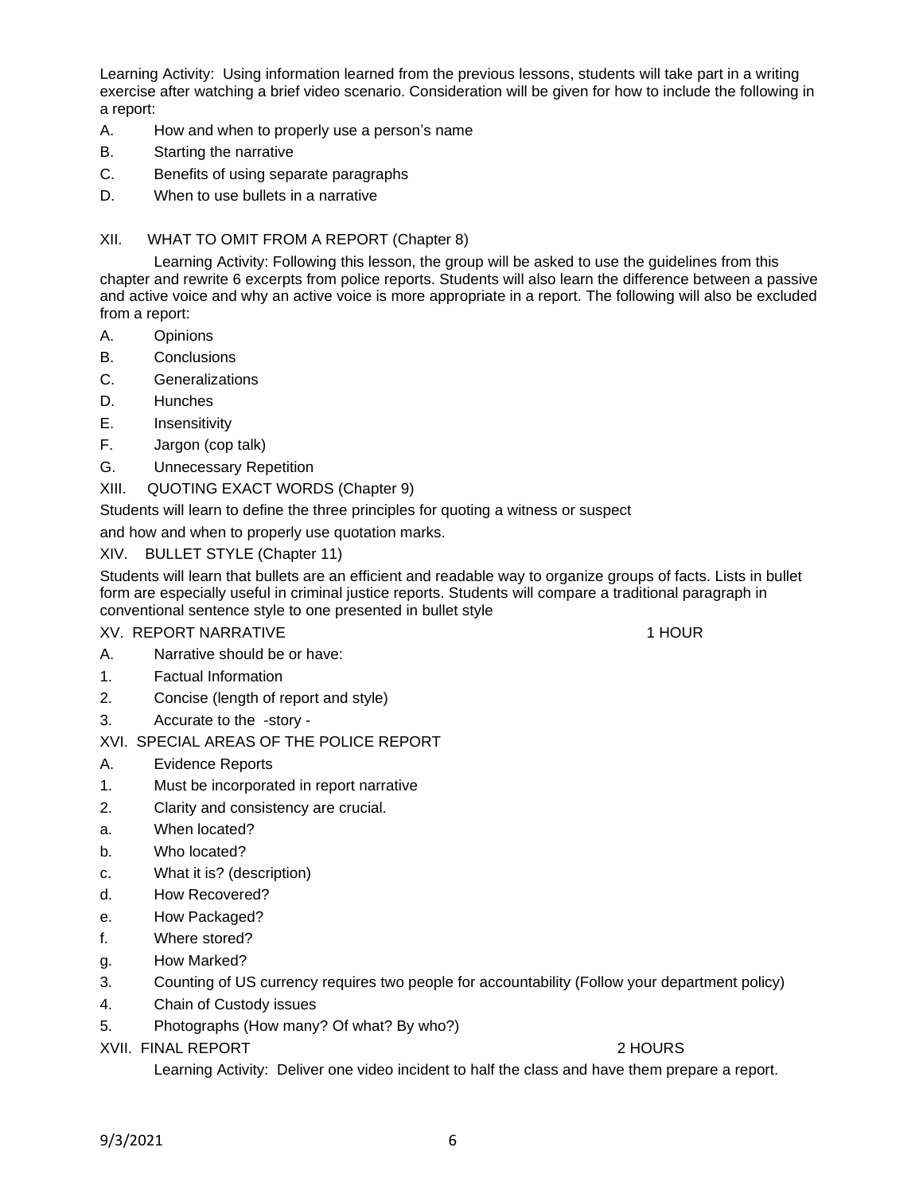Learning Activity: Using information learned from the previous lessons, students will take part in a writing exercise after watching a brief video scenario. Consideration will be given for how to include the following in a report:

A. How and when to properly use a person's name

B. Starting the narrative

C. Benefits of using separate paragraphs

D. When to use bullets in a narrative

XII. WHAT TO OMIT FROM A REPORT (Chapter 8)

Learning Activity: Following this lesson, the group will be asked to use the guidelines from this chapter and rewrite 6 excerpts from police reports. Students will also learn the difference between a passive and active voice and why an active voice is more appropriate in a report. The following will also be excluded from a report:

A. Opinions

B. Conclusions

C. Generalizations

D. Hunches

E. Insensitivity

F. Jargon (cop talk)

G. Unnecessary Repetition

XIII. QUOTING EXACT WORDS (Chapter 9)

Students will learn to define the three principles for quoting a witness or suspect and how and when to properly use quotation marks.

XIV. BULLET STYLE (Chapter 11)

Students will learn that bullets are an efficient and readable way to organize groups of facts. Lists in bullet form are especially useful in criminal justice reports. Students will compare a traditional paragraph in conventional sentence style to one presented in bullet style

XV. REPORT NARRATIVE 1 HOUR

A. Narrative should be or have:

1. Factual Information

2. Concise (length of report and style)

3. Accurate to the -story -

XVI. SPECIAL AREAS OF THE POLICE REPORT

A. Evidence Reports

1. Must be incorporated in report narrative

2. Clarity and consistency are crucial.

a. When located?

b. Who located?

c. What it is? (description)

d. How Recovered?

e. How Packaged?

f. Where stored?

g. How Marked?

3. Counting of US currency requires two people for accountability (Follow your department policy)

4. Chain of Custody issues

5. Photographs (How many? Of what? By who?)

XVII. FINAL REPORT 2 HOURS

Learning Activity: Deliver one video incident to half the class and have them prepare a report.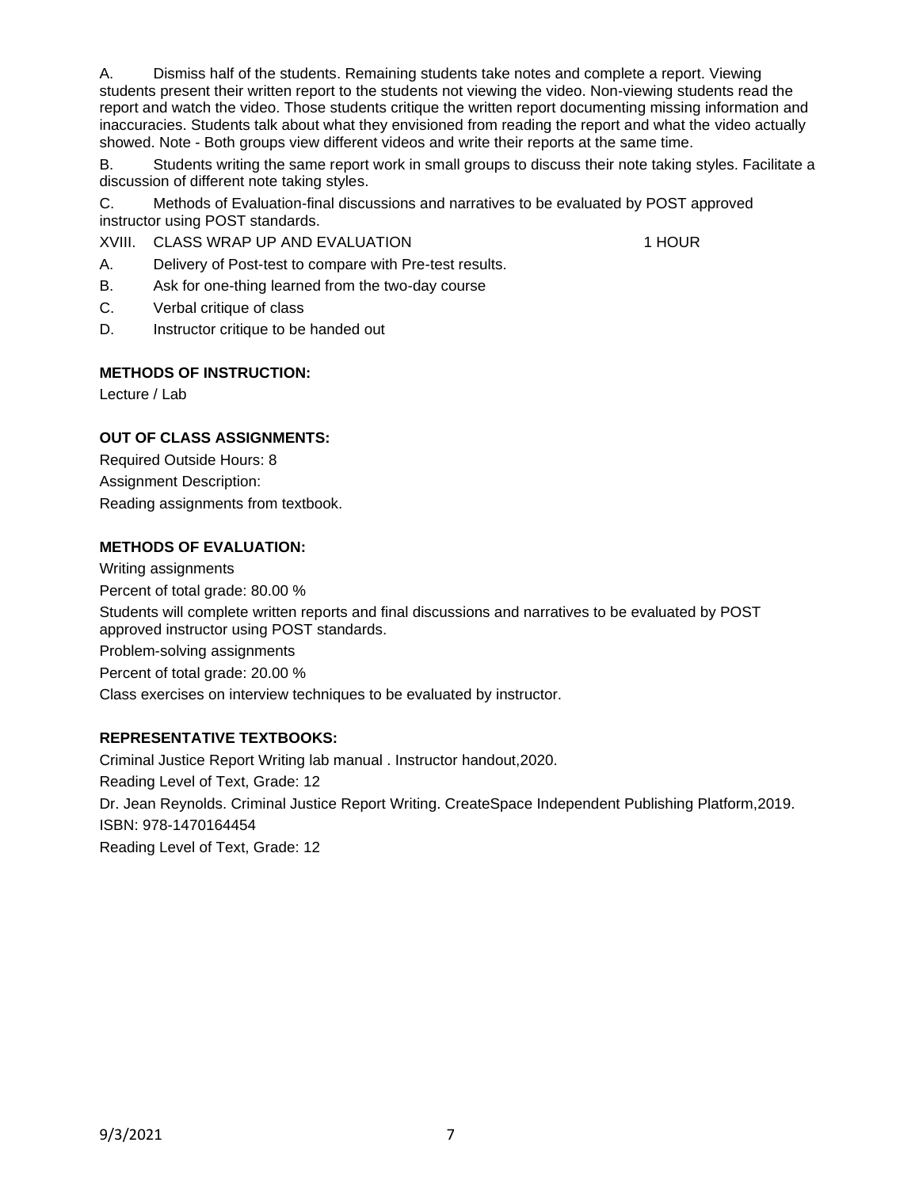A. Dismiss half of the students. Remaining students take notes and complete a report. Viewing students present their written report to the students not viewing the video. Non-viewing students read the report and watch the video. Those students critique the written report documenting missing information and inaccuracies. Students talk about what they envisioned from reading the report and what the video actually showed. Note - Both groups view different videos and write their reports at the same time.

B. Students writing the same report work in small groups to discuss their note taking styles. Facilitate a discussion of different note taking styles.

C. Methods of Evaluation-final discussions and narratives to be evaluated by POST approved instructor using POST standards.

XVIII. CLASS WRAP UP AND EVALUATION 1 HOUR

A. Delivery of Post-test to compare with Pre-test results.

B. Ask for one-thing learned from the two-day course

C. Verbal critique of class

D. Instructor critique to be handed out

**METHODS OF INSTRUCTION:**

Lecture / Lab

**OUT OF CLASS ASSIGNMENTS:**

Required Outside Hours: 8

Assignment Description:

Reading assignments from textbook.

**METHODS OF EVALUATION:**

Writing assignments

Percent of total grade: 80.00 %

Students will complete written reports and final discussions and narratives to be evaluated by POST approved instructor using POST standards.

Problem-solving assignments

Percent of total grade: 20.00 %

Class exercises on interview techniques to be evaluated by instructor.

**REPRESENTATIVE TEXTBOOKS:**

Criminal Justice Report Writing lab manual . Instructor handout,2020.

Reading Level of Text, Grade: 12

Dr. Jean Reynolds. Criminal Justice Report Writing. CreateSpace Independent Publishing Platform,2019.

ISBN: 978-1470164454

Reading Level of Text, Grade: 12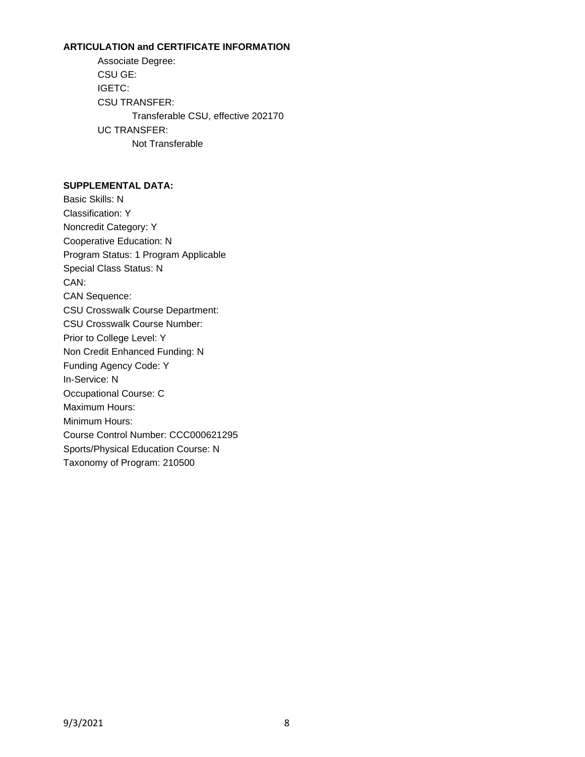**ARTICULATION and CERTIFICATE INFORMATION**

Associate Degree:

CSU GE:

IGETC:

CSU TRANSFER:

Transferable CSU, effective 202170

UC TRANSFER:

Not Transferable

**SUPPLEMENTAL DATA:**

Basic Skills: N

Classification: Y

Noncredit Category: Y

Cooperative Education: N

Program Status: 1 Program Applicable

Special Class Status: N

CAN:

CAN Sequence:

CSU Crosswalk Course Department:

CSU Crosswalk Course Number:

Prior to College Level: Y

Non Credit Enhanced Funding: N

Funding Agency Code: Y

In-Service: N

Occupational Course: C

Maximum Hours:

Minimum Hours:

Course Control Number: CCC000621295

Sports/Physical Education Course: N

Taxonomy of Program: 210500